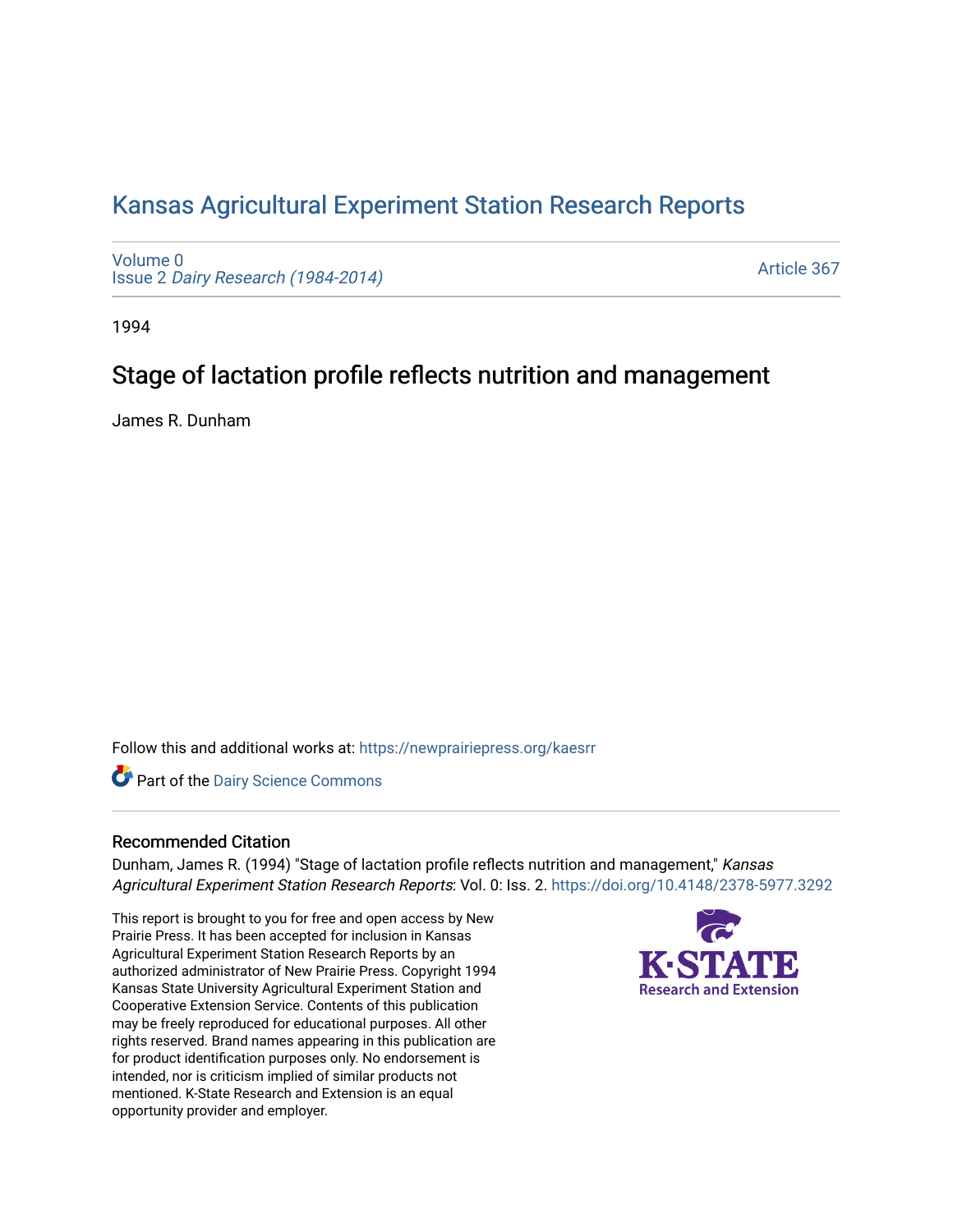# Kansas Agricultural Experiment Station Research Reports

Volume 0
Issue 2 *Dairy Research (1984-2014)*

Article 367

1994

## Stage of lactation profile reflects nutrition and management

James R. Dunham

Follow this and additional works at: https://newprairiepress.org/kaesrr

Part of the Dairy Science Commons

### Recommended Citation

Dunham, James R. (1994) "Stage of lactation profile reflects nutrition and management," *Kansas Agricultural Experiment Station Research Reports*: Vol. 0: Iss. 2. https://doi.org/10.4148/2378-5977.3292

This report is brought to you for free and open access by New Prairie Press. It has been accepted for inclusion in Kansas Agricultural Experiment Station Research Reports by an authorized administrator of New Prairie Press. Copyright 1994 Kansas State University Agricultural Experiment Station and Cooperative Extension Service. Contents of this publication may be freely reproduced for educational purposes. All other rights reserved. Brand names appearing in this publication are for product identification purposes only. No endorsement is intended, nor is criticism implied of similar products not mentioned. K-State Research and Extension is an equal opportunity provider and employer.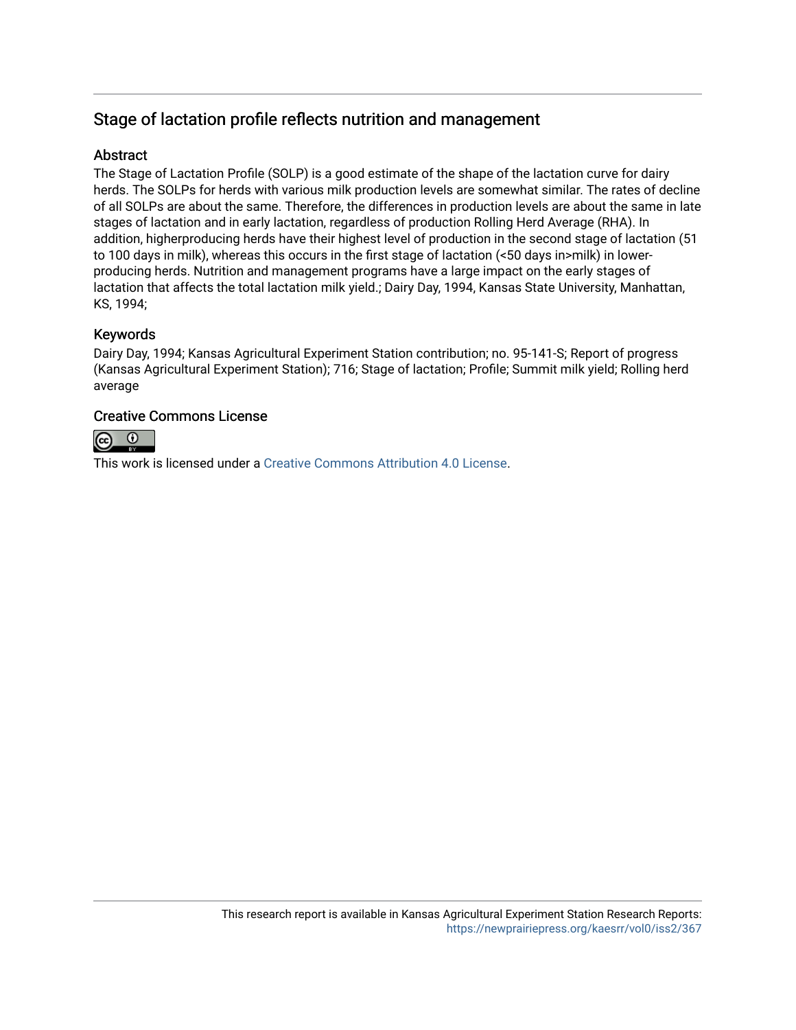## Stage of lactation profile reflects nutrition and management

### Abstract

The Stage of Lactation Profile (SOLP) is a good estimate of the shape of the lactation curve for dairy herds. The SOLPs for herds with various milk production levels are somewhat similar. The rates of decline of all SOLPs are about the same. Therefore, the differences in production levels are about the same in late stages of lactation and in early lactation, regardless of production Rolling Herd Average (RHA). In addition, higherproducing herds have their highest level of production in the second stage of lactation (51 to 100 days in milk), whereas this occurs in the first stage of lactation (<50 days in>milk) in lower-producing herds. Nutrition and management programs have a large impact on the early stages of lactation that affects the total lactation milk yield.; Dairy Day, 1994, Kansas State University, Manhattan, KS, 1994;

### Keywords

Dairy Day, 1994; Kansas Agricultural Experiment Station contribution; no. 95-141-S; Report of progress (Kansas Agricultural Experiment Station); 716; Stage of lactation; Profile; Summit milk yield; Rolling herd average

### Creative Commons License

This work is licensed under a Creative Commons Attribution 4.0 License.

This research report is available in Kansas Agricultural Experiment Station Research Reports: https://newprairiepress.org/kaesrr/vol0/iss2/367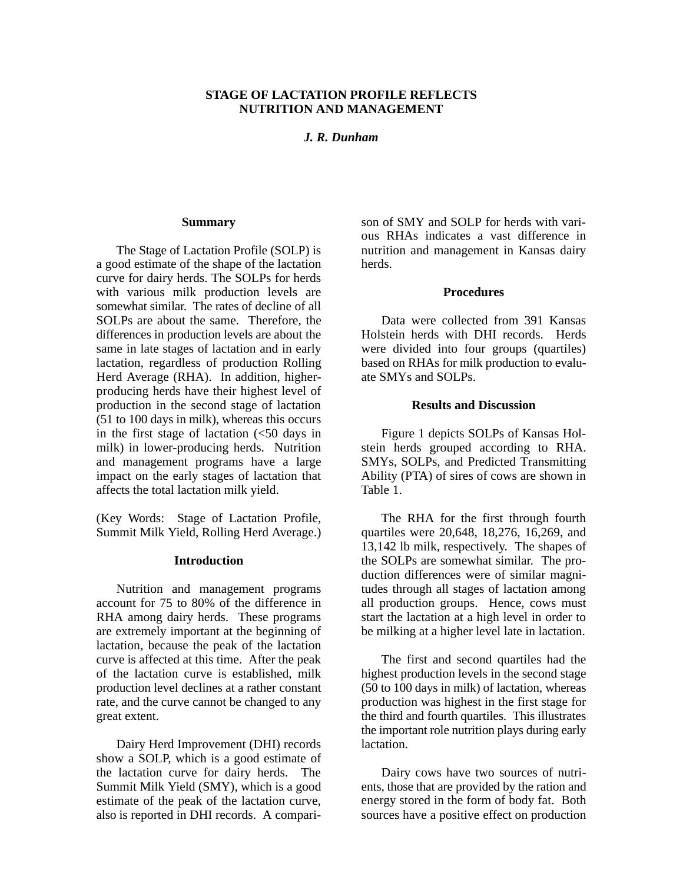## STAGE OF LACTATION PROFILE REFLECTS NUTRITION AND MANAGEMENT

***J. R. Dunham***

### Summary

The Stage of Lactation Profile (SOLP) is a good estimate of the shape of the lactation curve for dairy herds. The SOLPs for herds with various milk production levels are somewhat similar. The rates of decline of all SOLPs are about the same. Therefore, the differences in production levels are about the same in late stages of lactation and in early lactation, regardless of production Rolling Herd Average (RHA). In addition, higher-producing herds have their highest level of production in the second stage of lactation (51 to 100 days in milk), whereas this occurs in the first stage of lactation (<50 days in milk) in lower-producing herds. Nutrition and management programs have a large impact on the early stages of lactation that affects the total lactation milk yield.

(Key Words: Stage of Lactation Profile, Summit Milk Yield, Rolling Herd Average.)

### Introduction

Nutrition and management programs account for 75 to 80% of the difference in RHA among dairy herds. These programs are extremely important at the beginning of lactation, because the peak of the lactation curve is affected at this time. After the peak of the lactation curve is established, milk production level declines at a rather constant rate, and the curve cannot be changed to any great extent.

Dairy Herd Improvement (DHI) records show a SOLP, which is a good estimate of the lactation curve for dairy herds. The Summit Milk Yield (SMY), which is a good estimate of the peak of the lactation curve, also is reported in DHI records. A comparison of SMY and SOLP for herds with various RHAs indicates a vast difference in nutrition and management in Kansas dairy herds.

### Procedures

Data were collected from 391 Kansas Holstein herds with DHI records. Herds were divided into four groups (quartiles) based on RHAs for milk production to evaluate SMYs and SOLPs.

### Results and Discussion

Figure 1 depicts SOLPs of Kansas Holstein herds grouped according to RHA. SMYs, SOLPs, and Predicted Transmitting Ability (PTA) of sires of cows are shown in Table 1.

The RHA for the first through fourth quartiles were 20,648, 18,276, 16,269, and 13,142 lb milk, respectively. The shapes of the SOLPs are somewhat similar. The production differences were of similar magnitudes through all stages of lactation among all production groups. Hence, cows must start the lactation at a high level in order to be milking at a higher level late in lactation.

The first and second quartiles had the highest production levels in the second stage (50 to 100 days in milk) of lactation, whereas production was highest in the first stage for the third and fourth quartiles. This illustrates the important role nutrition plays during early lactation.

Dairy cows have two sources of nutrients, those that are provided by the ration and energy stored in the form of body fat. Both sources have a positive effect on production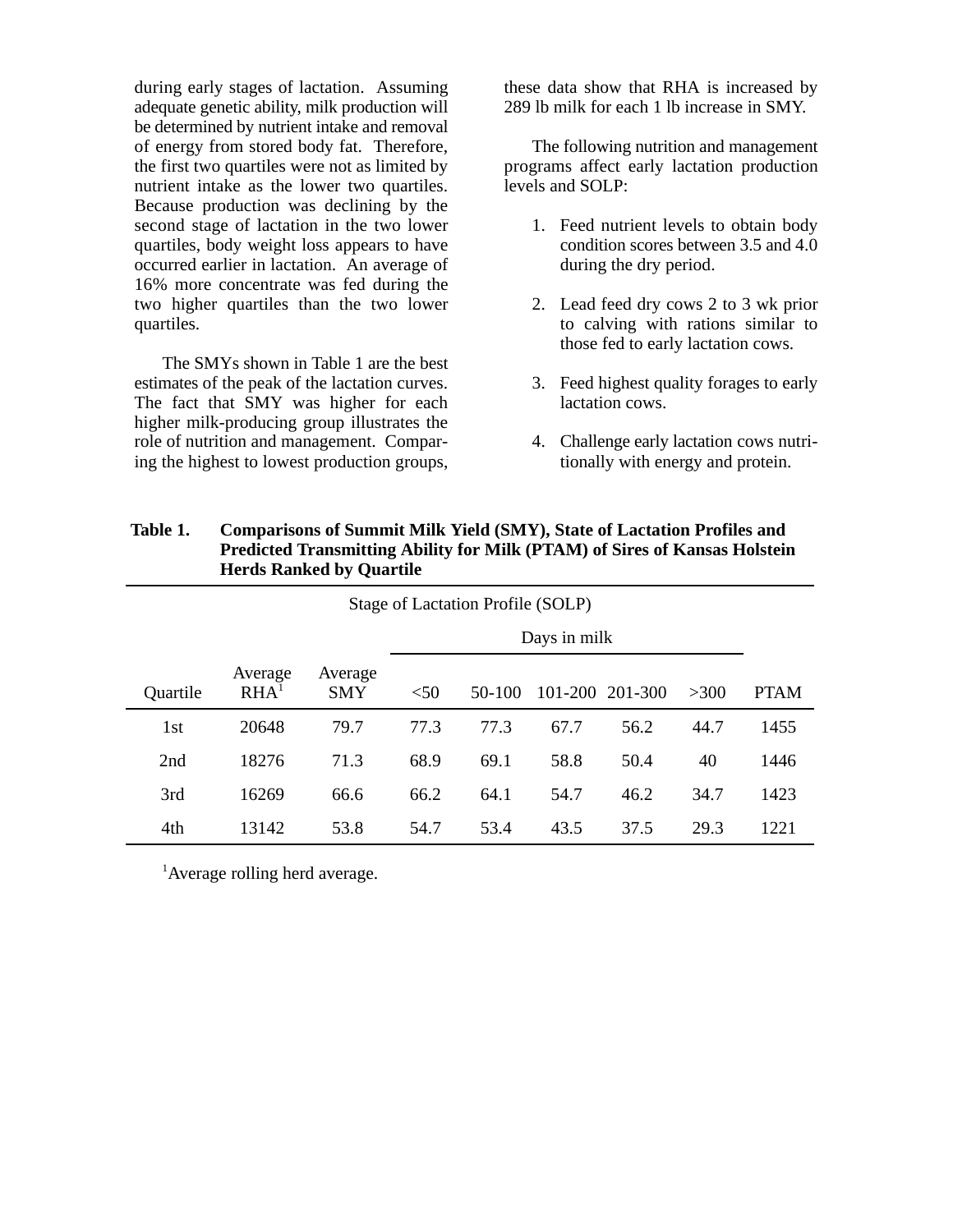during early stages of lactation. Assuming adequate genetic ability, milk production will be determined by nutrient intake and removal of energy from stored body fat. Therefore, the first two quartiles were not as limited by nutrient intake as the lower two quartiles. Because production was declining by the second stage of lactation in the two lower quartiles, body weight loss appears to have occurred earlier in lactation. An average of 16% more concentrate was fed during the two higher quartiles than the two lower quartiles.

The SMYs shown in Table 1 are the best estimates of the peak of the lactation curves. The fact that SMY was higher for each higher milk-producing group illustrates the role of nutrition and management. Comparing the highest to lowest production groups, these data show that RHA is increased by 289 lb milk for each 1 lb increase in SMY.

The following nutrition and management programs affect early lactation production levels and SOLP:

1. Feed nutrient levels to obtain body condition scores between 3.5 and 4.0 during the dry period.

2. Lead feed dry cows 2 to 3 wk prior to calving with rations similar to those fed to early lactation cows.

3. Feed highest quality forages to early lactation cows.

4. Challenge early lactation cows nutritionally with energy and protein.

**Table 1. Comparisons of Summit Milk Yield (SMY), State of Lactation Profiles and Predicted Transmitting Ability for Milk (PTAM) of Sires of Kansas Holstein Herds Ranked by Quartile**

| | | | Stage of Lactation Profile (SOLP) | | | | | |
|---|---|---|---|---|---|---|---|---|
| | | | Days in milk | | | | | |
| Quartile | Average RHA[1] | Average SMY | <50 | 50-100 | 101-200 | 201-300 | >300 | PTAM |
| 1st | 20648 | 79.7 | 77.3 | 77.3 | 67.7 | 56.2 | 44.7 | 1455 |
| 2nd | 18276 | 71.3 | 68.9 | 69.1 | 58.8 | 50.4 | 40 | 1446 |
| 3rd | 16269 | 66.6 | 66.2 | 64.1 | 54.7 | 46.2 | 34.7 | 1423 |
| 4th | 13142 | 53.8 | 54.7 | 53.4 | 43.5 | 37.5 | 29.3 | 1221 |

[1]Average rolling herd average.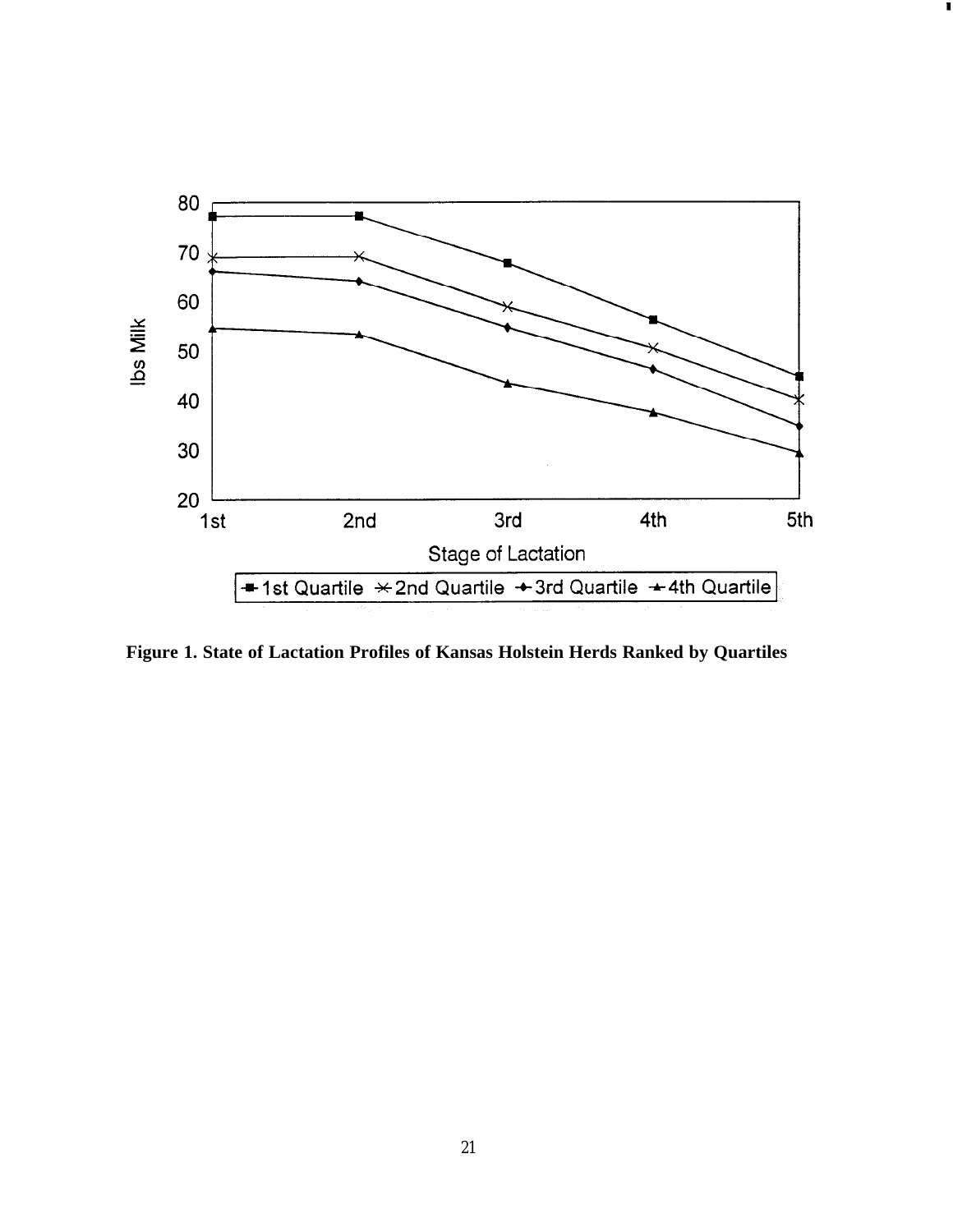80
70
60
50
40
30
20

lbs Milk

1st
2nd
3rd
4th
5th

Stage of Lactation

1st Quartile 2nd Quartile 3rd Quartile 4th Quartile

**Figure 1. State of Lactation Profiles of Kansas Holstein Herds Ranked by Quartiles**